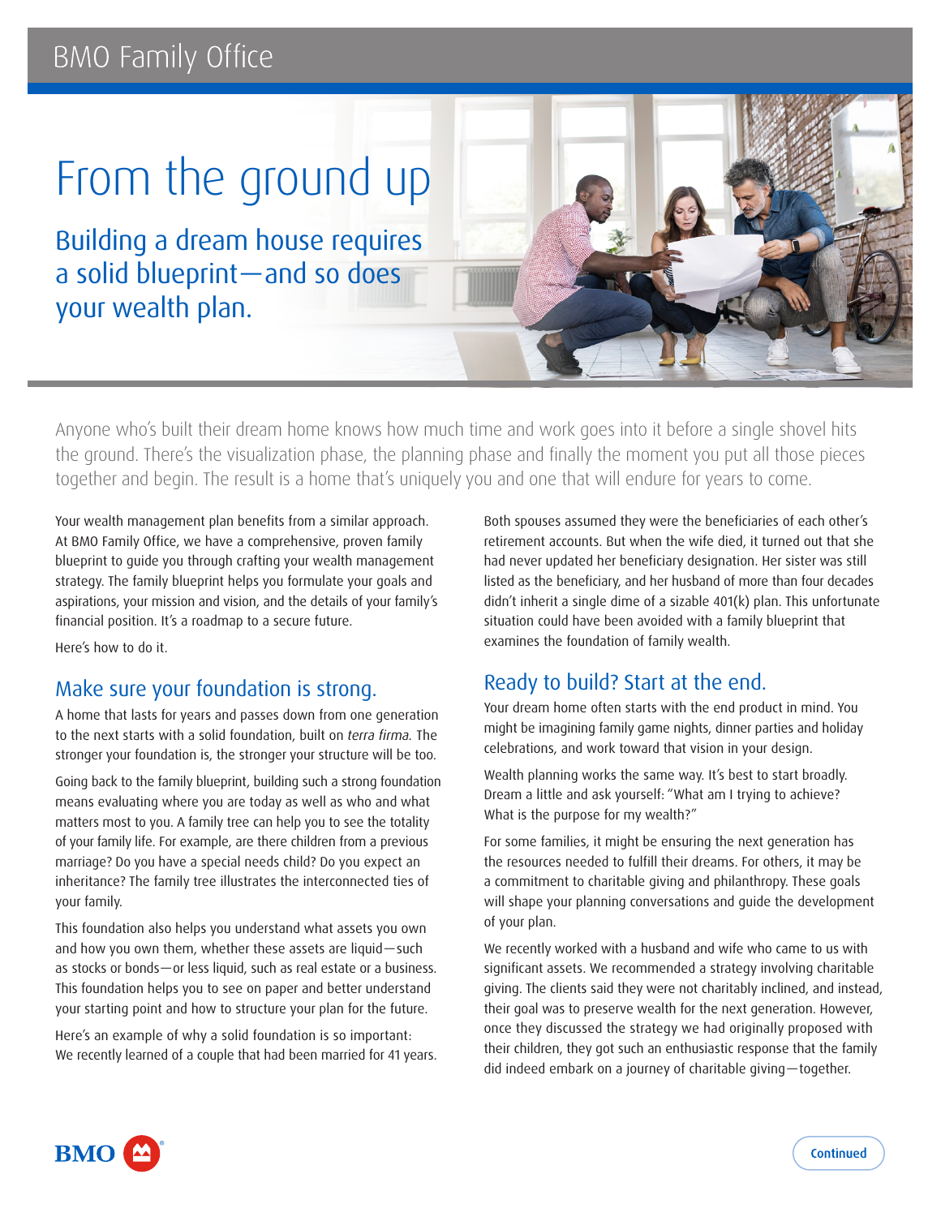BMO Family Office

# From the ground up

## Building a dream house requires a solid blueprint—and so does your wealth plan.

Anyone who's built their dream home knows how much time and work goes into it before a single shovel hits the ground. There's the visualization phase, the planning phase and finally the moment you put all those pieces together and begin. The result is a home that's uniquely you and one that will endure for years to come.

Your wealth management plan benefits from a similar approach. At BMO Family Office, we have a comprehensive, proven family blueprint to guide you through crafting your wealth management strategy. The family blueprint helps you formulate your goals and aspirations, your mission and vision, and the details of your family's financial position. It's a roadmap to a secure future.

Here's how to do it.

### Make sure your foundation is strong.

A home that lasts for years and passes down from one generation to the next starts with a solid foundation, built on *terra firma*. The stronger your foundation is, the stronger your structure will be too.

Going back to the family blueprint, building such a strong foundation means evaluating where you are today as well as who and what matters most to you. A family tree can help you to see the totality of your family life. For example, are there children from a previous marriage? Do you have a special needs child? Do you expect an inheritance? The family tree illustrates the interconnected ties of your family.

This foundation also helps you understand what assets you own and how you own them, whether these assets are liquid—such as stocks or bonds—or less liquid, such as real estate or a business. This foundation helps you to see on paper and better understand your starting point and how to structure your plan for the future.

Here's an example of why a solid foundation is so important: We recently learned of a couple that had been married for 41 years. Both spouses assumed they were the beneficiaries of each other's retirement accounts. But when the wife died, it turned out that she had never updated her beneficiary designation. Her sister was still listed as the beneficiary, and her husband of more than four decades didn't inherit a single dime of a sizable 401(k) plan. This unfortunate situation could have been avoided with a family blueprint that examines the foundation of family wealth.

### Ready to build? Start at the end.

Your dream home often starts with the end product in mind. You might be imagining family game nights, dinner parties and holiday celebrations, and work toward that vision in your design.

Wealth planning works the same way. It's best to start broadly. Dream a little and ask yourself: "What am I trying to achieve? What is the purpose for my wealth?"

For some families, it might be ensuring the next generation has the resources needed to fulfill their dreams. For others, it may be a commitment to charitable giving and philanthropy. These goals will shape your planning conversations and guide the development of your plan.

We recently worked with a husband and wife who came to us with significant assets. We recommended a strategy involving charitable giving. The clients said they were not charitably inclined, and instead, their goal was to preserve wealth for the next generation. However, once they discussed the strategy we had originally proposed with their children, they got such an enthusiastic response that the family did indeed embark on a journey of charitable giving—together.

Continued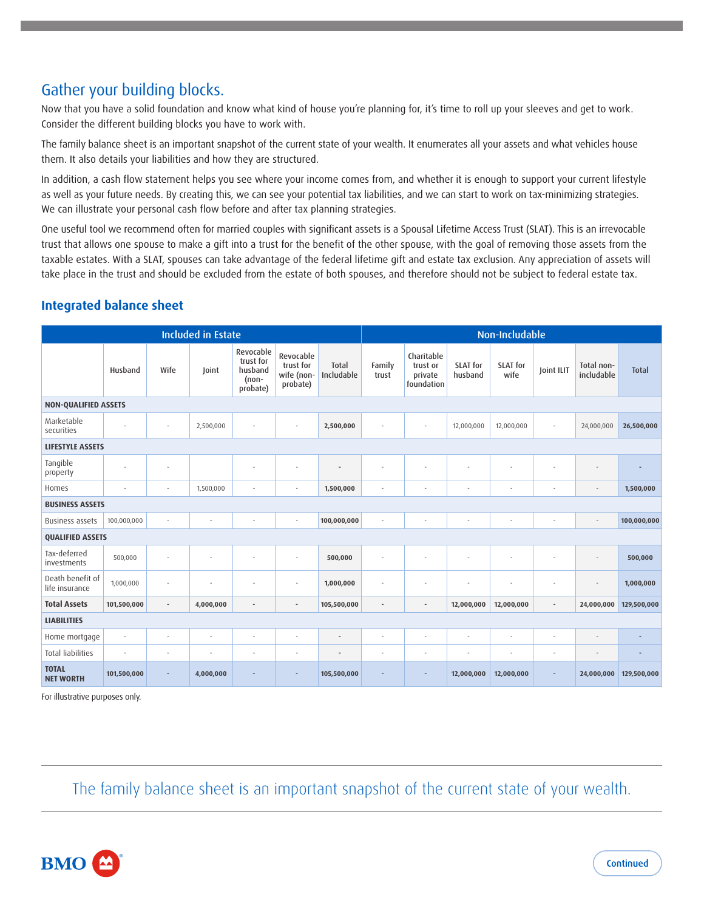## Gather your building blocks.

Now that you have a solid foundation and know what kind of house you're planning for, it's time to roll up your sleeves and get to work. Consider the different building blocks you have to work with.

The family balance sheet is an important snapshot of the current state of your wealth. It enumerates all your assets and what vehicles house them. It also details your liabilities and how they are structured.

In addition, a cash flow statement helps you see where your income comes from, and whether it is enough to support your current lifestyle as well as your future needs. By creating this, we can see your potential tax liabilities, and we can start to work on tax-minimizing strategies. We can illustrate your personal cash flow before and after tax planning strategies.

One useful tool we recommend often for married couples with significant assets is a Spousal Lifetime Access Trust (SLAT). This is an irrevocable trust that allows one spouse to make a gift into a trust for the benefit of the other spouse, with the goal of removing those assets from the taxable estates. With a SLAT, spouses can take advantage of the federal lifetime gift and estate tax exclusion. Any appreciation of assets will take place in the trust and should be excluded from the estate of both spouses, and therefore should not be subject to federal estate tax.

### Integrated balance sheet

| | Included in Estate | | | | | | Non-Includable | | | | | | |
|---|---|---|---|---|---|---|---|---|---|---|---|---|---|
| | Husband | Wife | Joint | Revocable trust for husband (non-probate) | Revocable trust for wife (non-probate) | Total Includable | Family trust | Charitable trust or private foundation | SLAT for husband | SLAT for wife | Joint ILIT | Total non-includable | Total |
| **NON-QUALIFIED ASSETS** | | | | | | | | | | | | | |
| Marketable securities | - | - | 2,500,000 | - | - | **2,500,000** | - | - | 12,000,000 | 12,000,000 | - | 24,000,000 | **26,500,000** |
| **LIFESTYLE ASSETS** | | | | | | | | | | | | | |
| Tangible property | - | - | | - | - | - | - | - | - | - | - | - | - |
| Homes | - | - | 1,500,000 | - | - | **1,500,000** | - | - | - | - | - | - | **1,500,000** |
| **BUSINESS ASSETS** | | | | | | | | | | | | | |
| Business assets | 100,000,000 | - | - | - | - | **100,000,000** | - | - | - | - | - | - | **100,000,000** |
| **QUALIFIED ASSETS** | | | | | | | | | | | | | |
| Tax-deferred investments | 500,000 | - | - | - | - | **500,000** | - | - | - | - | - | - | **500,000** |
| Death benefit of life insurance | 1,000,000 | - | - | - | - | **1,000,000** | - | - | - | - | - | - | **1,000,000** |
| **Total Assets** | **101,500,000** | - | **4,000,000** | - | - | **105,500,000** | - | - | **12,000,000** | **12,000,000** | - | **24,000,000** | **129,500,000** |
| **LIABILITIES** | | | | | | | | | | | | | |
| Home mortgage | - | - | - | - | - | - | - | - | - | - | - | - | - |
| Total liabilities | - | - | - | - | - | - | - | - | - | - | - | - | - |
| **TOTAL NET WORTH** | **101,500,000** | - | **4,000,000** | - | - | **105,500,000** | - | - | **12,000,000** | **12,000,000** | - | **24,000,000** | **129,500,000** |

For illustrative purposes only.

The family balance sheet is an important snapshot of the current state of your wealth.

Continued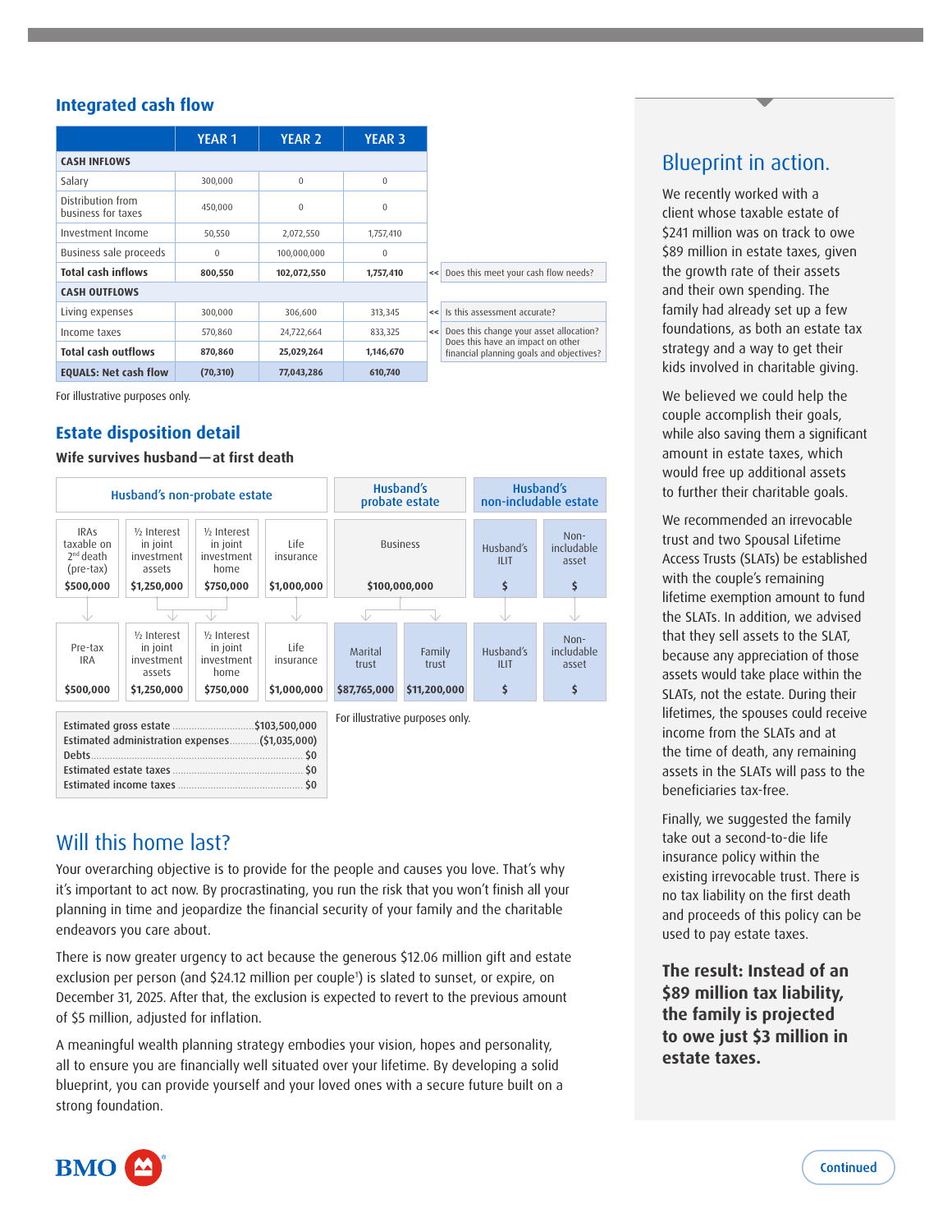## Integrated cash flow

| | YEAR 1 | YEAR 2 | YEAR 3 | |
|---|---|---|---|---|
| **CASH INFLOWS** | | | | |
| Salary | 300,000 | 0 | 0 | |
| Distribution from business for taxes | 450,000 | 0 | 0 | |
| Investment Income | 50,550 | 2,072,550 | 1,757,410 | |
| Business sale proceeds | 0 | 100,000,000 | 0 | |
| **Total cash inflows** | **800,550** | **102,072,550** | **1,757,410** | << Does this meet your cash flow needs? |
| **CASH OUTFLOWS** | | | | |
| Living expenses | 300,000 | 306,600 | 313,345 | << Is this assessment accurate? |
| Income taxes | 570,860 | 24,722,664 | 833,325 | << Does this change your asset allocation? Does this have an impact on other financial planning goals and objectives? |
| **Total cash outflows** | **870,860** | **25,029,264** | **1,146,670** | |
| **EQUALS: Net cash flow** | **(70,310)** | **77,043,286** | **610,740** | |

For illustrative purposes only.

## Estate disposition detail

### Wife survives husband—at first death

**Husband's non-probate estate**

| IRAs taxable on 2nd death (pre-tax) | ½ Interest in joint investment assets | ½ Interest in joint investment home | Life insurance |
|---|---|---|---|
| $500,000 | $1,250,000 | $750,000 | $1,000,000 |

**Husband's probate estate**

| Business |
|---|
| $100,000,000 |

**Husband's non-includable estate**

| Husband's ILIT | Non-includable asset |
|---|---|
| $ | $ |

**Passes to:**

| Pre-tax IRA | ½ Interest in joint investment assets | ½ Interest in joint investment home | Life insurance | Marital trust | Family trust | Husband's ILIT | Non-includable asset |
|---|---|---|---|---|---|---|---|
| $500,000 | $1,250,000 | $750,000 | $1,000,000 | $87,765,000 | $11,200,000 | $ | $ |

| | |
|---|---|
| Estimated gross estate | $103,500,000 |
| Estimated administration expenses | ($1,035,000) |
| Debts | $0 |
| Estimated estate taxes | $0 |
| Estimated income taxes | $0 |

For illustrative purposes only.

## Will this home last?

Your overarching objective is to provide for the people and causes you love. That's why it's important to act now. By procrastinating, you run the risk that you won't finish all your planning in time and jeopardize the financial security of your family and the charitable endeavors you care about.

There is now greater urgency to act because the generous $12.06 million gift and estate exclusion per person (and $24.12 million per couple[1]) is slated to sunset, or expire, on December 31, 2025. After that, the exclusion is expected to revert to the previous amount of $5 million, adjusted for inflation.

A meaningful wealth planning strategy embodies your vision, hopes and personality, all to ensure you are financially well situated over your lifetime. By developing a solid blueprint, you can provide yourself and your loved ones with a secure future built on a strong foundation.

## Blueprint in action.

We recently worked with a client whose taxable estate of $241 million was on track to owe $89 million in estate taxes, given the growth rate of their assets and their own spending. The family had already set up a few foundations, as both an estate tax strategy and a way to get their kids involved in charitable giving.

We believed we could help the couple accomplish their goals, while also saving them a significant amount in estate taxes, which would free up additional assets to further their charitable goals.

We recommended an irrevocable trust and two Spousal Lifetime Access Trusts (SLATs) be established with the couple's remaining lifetime exemption amount to fund the SLATs. In addition, we advised that they sell assets to the SLAT, because any appreciation of those assets would take place within the SLATs, not the estate. During their lifetimes, the spouses could receive income from the SLATs and at the time of death, any remaining assets in the SLATs will pass to the beneficiaries tax-free.

Finally, we suggested the family take out a second-to-die life insurance policy within the existing irrevocable trust. There is no tax liability on the first death and proceeds of this policy can be used to pay estate taxes.

**The result: Instead of an $89 million tax liability, the family is projected to owe just $3 million in estate taxes.**

Continued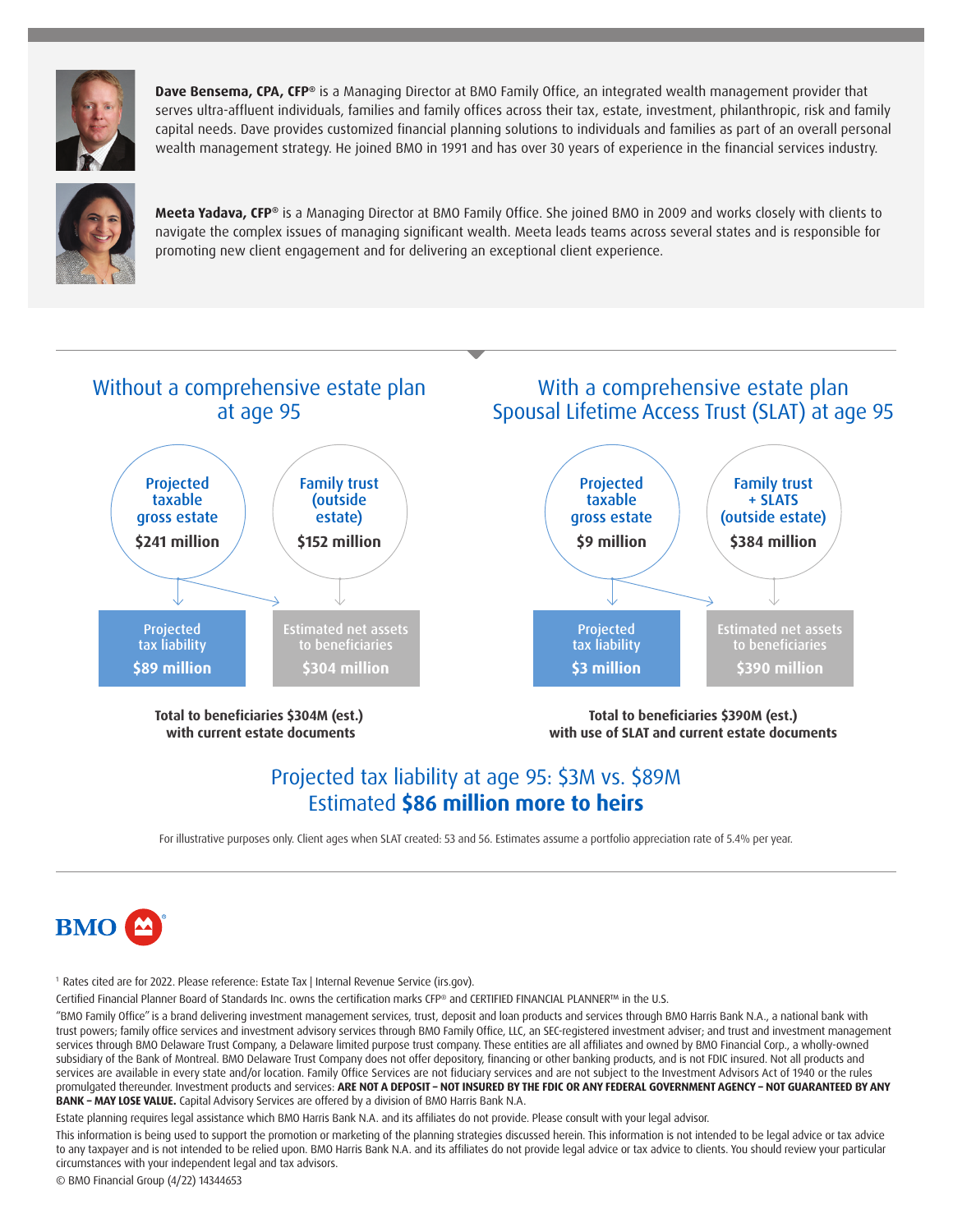**Dave Bensema, CPA, CFP®** is a Managing Director at BMO Family Office, an integrated wealth management provider that serves ultra-affluent individuals, families and family offices across their tax, estate, investment, philanthropic, risk and family capital needs. Dave provides customized financial planning solutions to individuals and families as part of an overall personal wealth management strategy. He joined BMO in 1991 and has over 30 years of experience in the financial services industry.

**Meeta Yadava, CFP®** is a Managing Director at BMO Family Office. She joined BMO in 2009 and works closely with clients to navigate the complex issues of managing significant wealth. Meeta leads teams across several states and is responsible for promoting new client engagement and for delivering an exceptional client experience.

## Without a comprehensive estate plan at age 95

Projected taxable gross estate
**$241 million**

Family trust (outside estate)
**$152 million**

Projected tax liability
**$89 million**

Estimated net assets to beneficiaries
**$304 million**

**Total to beneficiaries $304M (est.) with current estate documents**

## With a comprehensive estate plan Spousal Lifetime Access Trust (SLAT) at age 95

Projected taxable gross estate
**$9 million**

Family trust + SLATS (outside estate)
**$384 million**

Projected tax liability
**$3 million**

Estimated net assets to beneficiaries
**$390 million**

**Total to beneficiaries $390M (est.) with use of SLAT and current estate documents**

## Projected tax liability at age 95: $3M vs. $89M
## Estimated **$86 million more to heirs**

For illustrative purposes only. Client ages when SLAT created: 53 and 56. Estimates assume a portfolio appreciation rate of 5.4% per year.

BMO

[1] Rates cited are for 2022. Please reference: Estate Tax | Internal Revenue Service (irs.gov).

Certified Financial Planner Board of Standards Inc. owns the certification marks CFP® and CERTIFIED FINANCIAL PLANNER™ in the U.S.

"BMO Family Office" is a brand delivering investment management services, trust, deposit and loan products and services through BMO Harris Bank N.A., a national bank with trust powers; family office services and investment advisory services through BMO Family Office, LLC, an SEC-registered investment adviser; and trust and investment management services through BMO Delaware Trust Company, a Delaware limited purpose trust company. These entities are all affiliates and owned by BMO Financial Corp., a wholly-owned subsidiary of the Bank of Montreal. BMO Delaware Trust Company does not offer depository, financing or other banking products, and is not FDIC insured. Not all products and services are available in every state and/or location. Family Office Services are not fiduciary services and are not subject to the Investment Advisors Act of 1940 or the rules promulgated thereunder. Investment products and services: **ARE NOT A DEPOSIT – NOT INSURED BY THE FDIC OR ANY FEDERAL GOVERNMENT AGENCY – NOT GUARANTEED BY ANY BANK – MAY LOSE VALUE.** Capital Advisory Services are offered by a division of BMO Harris Bank N.A.

Estate planning requires legal assistance which BMO Harris Bank N.A. and its affiliates do not provide. Please consult with your legal advisor.

This information is being used to support the promotion or marketing of the planning strategies discussed herein. This information is not intended to be legal advice or tax advice to any taxpayer and is not intended to be relied upon. BMO Harris Bank N.A. and its affiliates do not provide legal advice or tax advice to clients. You should review your particular circumstances with your independent legal and tax advisors.

© BMO Financial Group (4/22) 14344653